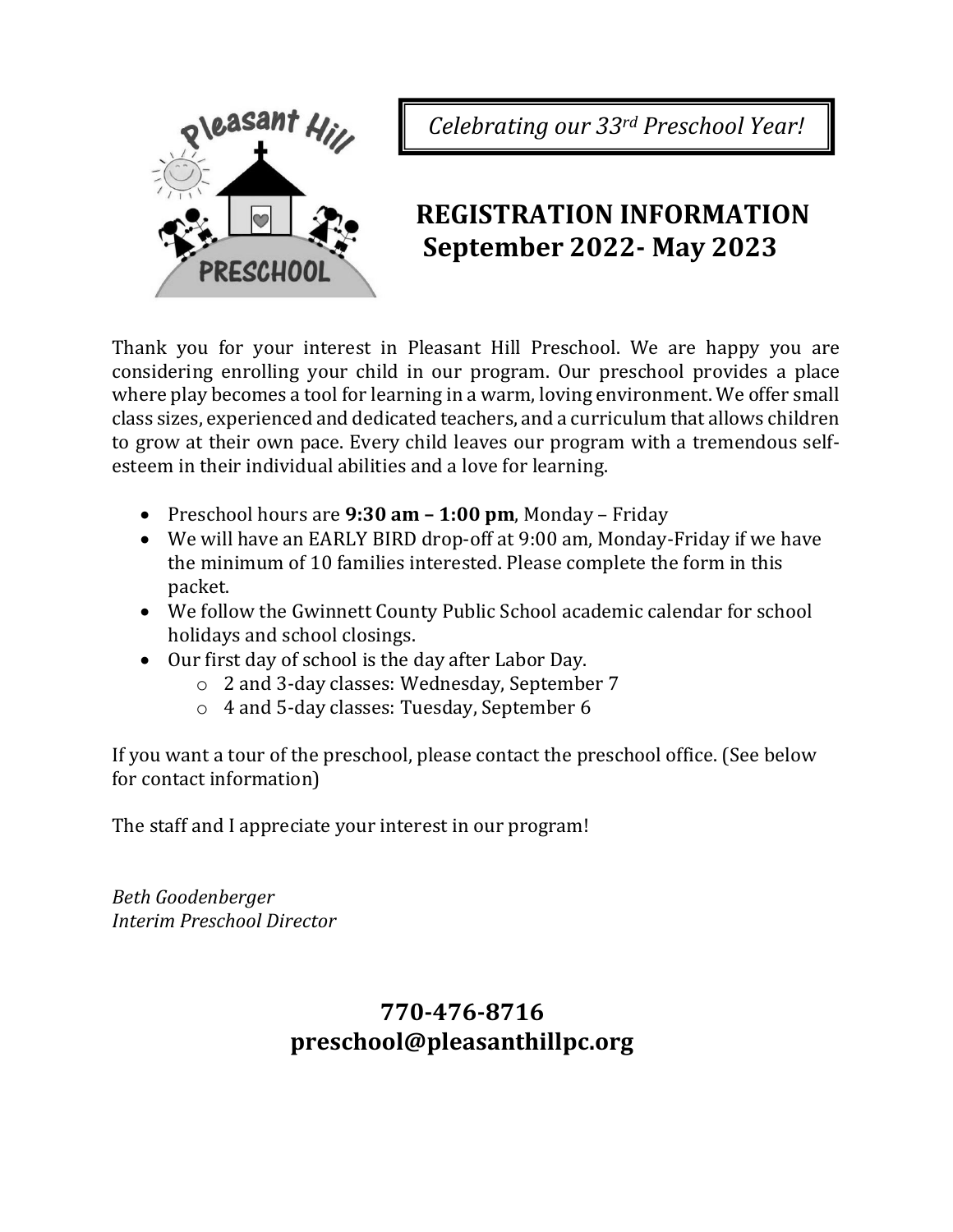*Celebrating our 33rd Preschool Year!*

# REGISTRATION INFORMATION
## September 2022- May 2023

Thank you for your interest in Pleasant Hill Preschool. We are happy you are considering enrolling your child in our program. Our preschool provides a place where play becomes a tool for learning in a warm, loving environment. We offer small class sizes, experienced and dedicated teachers, and a curriculum that allows children to grow at their own pace. Every child leaves our program with a tremendous self-esteem in their individual abilities and a love for learning.

- Preschool hours are **9:30 am – 1:00 pm**, Monday – Friday
- We will have an EARLY BIRD drop-off at 9:00 am, Monday-Friday if we have the minimum of 10 families interested. Please complete the form in this packet.
- We follow the Gwinnett County Public School academic calendar for school holidays and school closings.
- Our first day of school is the day after Labor Day.
  - 2 and 3-day classes: Wednesday, September 7
  - 4 and 5-day classes: Tuesday, September 6

If you want a tour of the preschool, please contact the preschool office. (See below for contact information)

The staff and I appreciate your interest in our program!

*Beth Goodenberger*
*Interim Preschool Director*

**770-476-8716**
**preschool@pleasanthillpc.org**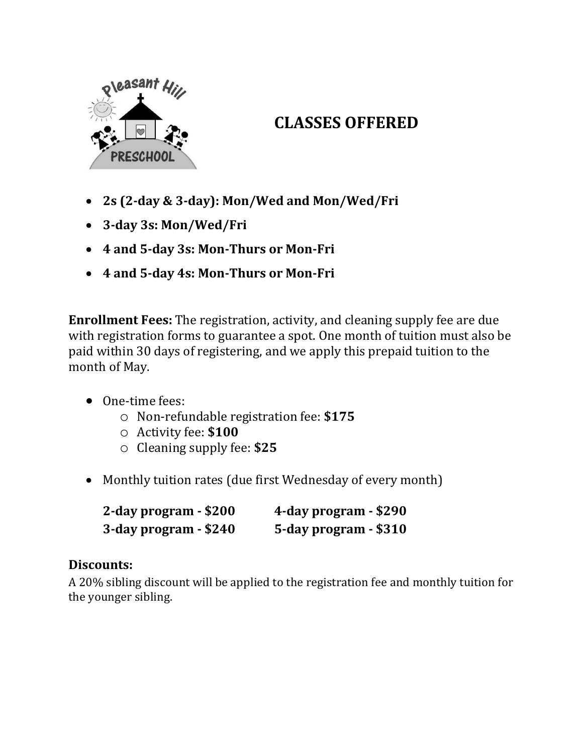# CLASSES OFFERED

- **2s (2-day & 3-day): Mon/Wed and Mon/Wed/Fri**
- **3-day 3s: Mon/Wed/Fri**
- **4 and 5-day 3s: Mon-Thurs or Mon-Fri**
- **4 and 5-day 4s: Mon-Thurs or Mon-Fri**

**Enrollment Fees:** The registration, activity, and cleaning supply fee are due with registration forms to guarantee a spot. One month of tuition must also be paid within 30 days of registering, and we apply this prepaid tuition to the month of May.

- One-time fees:
  - Non-refundable registration fee: **$175**
  - Activity fee: **$100**
  - Cleaning supply fee: **$25**
- Monthly tuition rates (due first Wednesday of every month)

| | |
|---|---|
| **2-day program - $200** | **4-day program - $290** |
| **3-day program - $240** | **5-day program - $310** |

## Discounts:

A 20% sibling discount will be applied to the registration fee and monthly tuition for the younger sibling.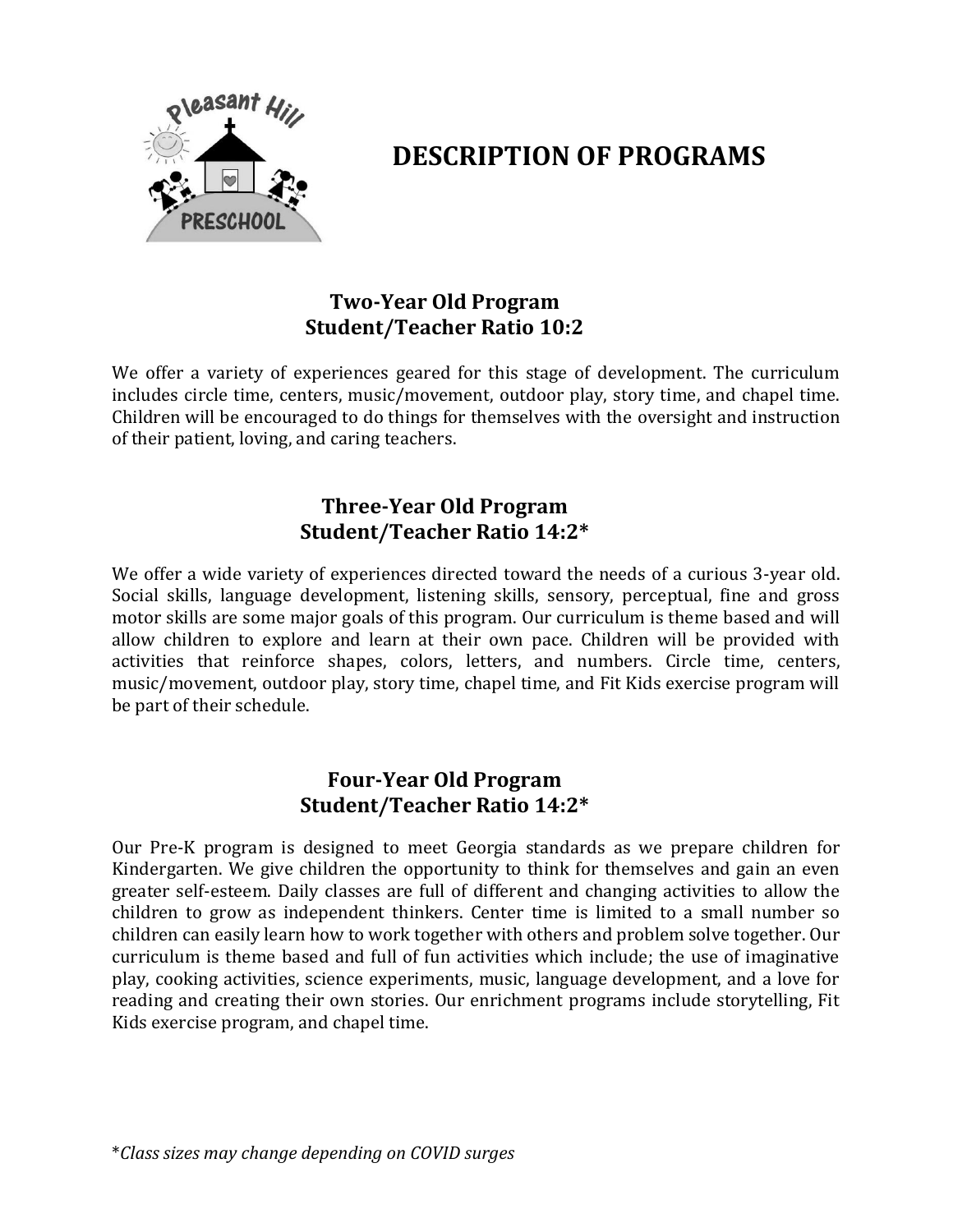# DESCRIPTION OF PROGRAMS

## Two-Year Old Program
## Student/Teacher Ratio 10:2

We offer a variety of experiences geared for this stage of development. The curriculum includes circle time, centers, music/movement, outdoor play, story time, and chapel time. Children will be encouraged to do things for themselves with the oversight and instruction of their patient, loving, and caring teachers.

## Three-Year Old Program
## Student/Teacher Ratio 14:2*

We offer a wide variety of experiences directed toward the needs of a curious 3-year old. Social skills, language development, listening skills, sensory, perceptual, fine and gross motor skills are some major goals of this program. Our curriculum is theme based and will allow children to explore and learn at their own pace. Children will be provided with activities that reinforce shapes, colors, letters, and numbers. Circle time, centers, music/movement, outdoor play, story time, chapel time, and Fit Kids exercise program will be part of their schedule.

## Four-Year Old Program
## Student/Teacher Ratio 14:2*

Our Pre-K program is designed to meet Georgia standards as we prepare children for Kindergarten. We give children the opportunity to think for themselves and gain an even greater self-esteem. Daily classes are full of different and changing activities to allow the children to grow as independent thinkers. Center time is limited to a small number so children can easily learn how to work together with others and problem solve together. Our curriculum is theme based and full of fun activities which include; the use of imaginative play, cooking activities, science experiments, music, language development, and a love for reading and creating their own stories. Our enrichment programs include storytelling, Fit Kids exercise program, and chapel time.

**Class sizes may change depending on COVID surges*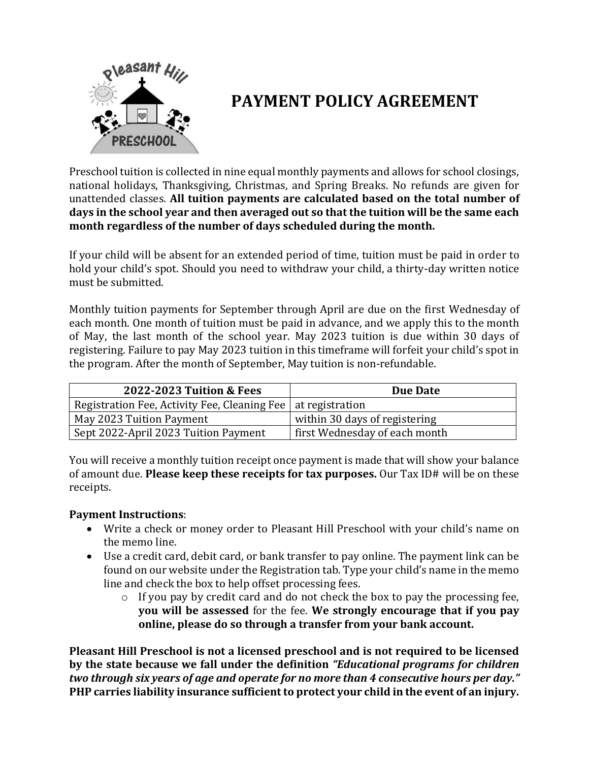# PAYMENT POLICY AGREEMENT

Preschool tuition is collected in nine equal monthly payments and allows for school closings, national holidays, Thanksgiving, Christmas, and Spring Breaks. No refunds are given for unattended classes. **All tuition payments are calculated based on the total number of days in the school year and then averaged out so that the tuition will be the same each month regardless of the number of days scheduled during the month.**

If your child will be absent for an extended period of time, tuition must be paid in order to hold your child's spot. Should you need to withdraw your child, a thirty-day written notice must be submitted.

Monthly tuition payments for September through April are due on the first Wednesday of each month. One month of tuition must be paid in advance, and we apply this to the month of May, the last month of the school year. May 2023 tuition is due within 30 days of registering. Failure to pay May 2023 tuition in this timeframe will forfeit your child's spot in the program. After the month of September, May tuition is non-refundable.

| 2022-2023 Tuition & Fees | Due Date |
| --- | --- |
| Registration Fee, Activity Fee, Cleaning Fee | at registration |
| May 2023 Tuition Payment | within 30 days of registering |
| Sept 2022-April 2023 Tuition Payment | first Wednesday of each month |

You will receive a monthly tuition receipt once payment is made that will show your balance of amount due. **Please keep these receipts for tax purposes.** Our Tax ID# will be on these receipts.

**Payment Instructions**:

- Write a check or money order to Pleasant Hill Preschool with your child's name on the memo line.
- Use a credit card, debit card, or bank transfer to pay online. The payment link can be found on our website under the Registration tab. Type your child's name in the memo line and check the box to help offset processing fees.
  - If you pay by credit card and do not check the box to pay the processing fee, **you will be assessed** for the fee. **We strongly encourage that if you pay online, please do so through a transfer from your bank account.**

**Pleasant Hill Preschool is not a licensed preschool and is not required to be licensed by the state because we fall under the definition *"Educational programs for children two through six years of age and operate for no more than 4 consecutive hours per day."* PHP carries liability insurance sufficient to protect your child in the event of an injury.**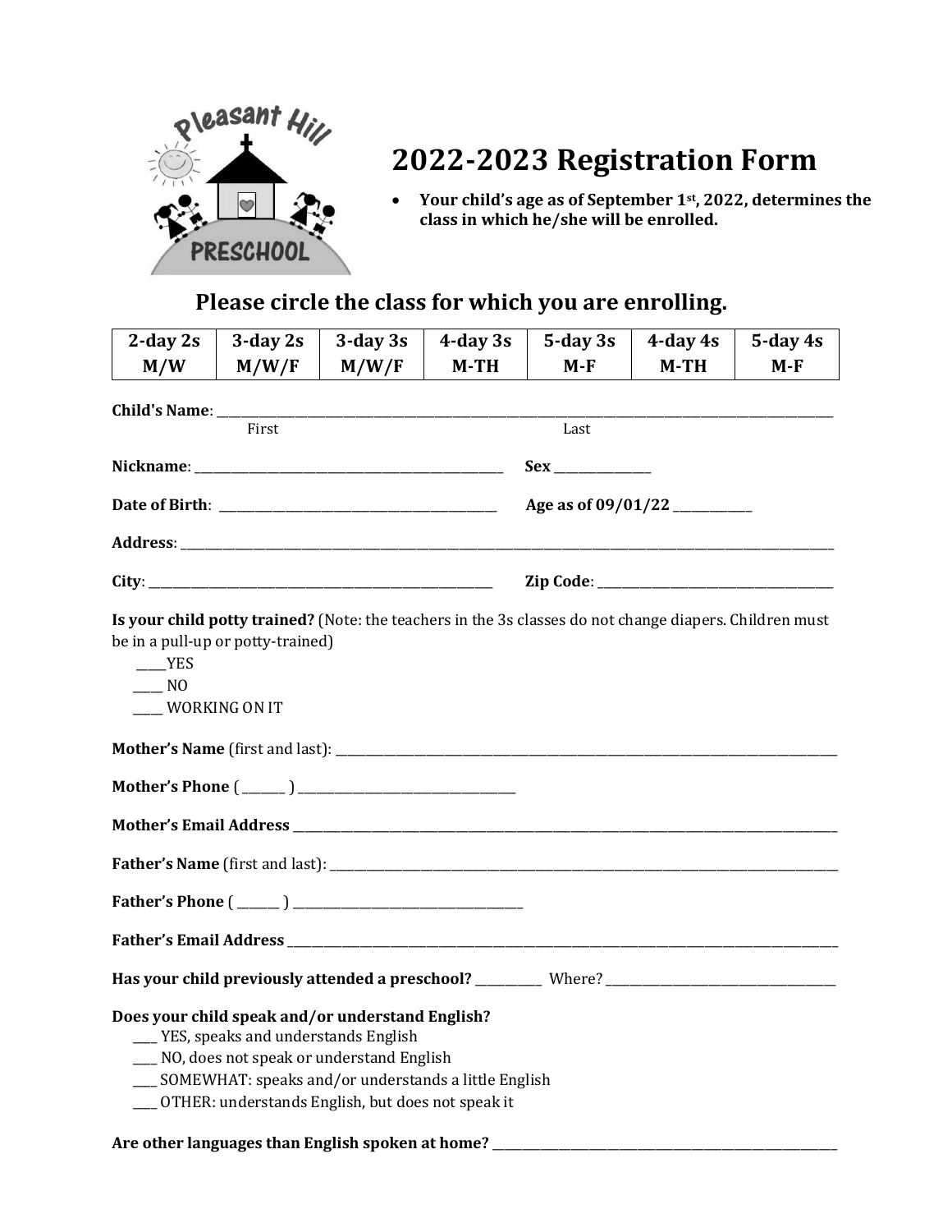# 2022-2023 Registration Form

- **Your child's age as of September 1st, 2022, determines the class in which he/she will be enrolled.**

## Please circle the class for which you are enrolling.

| 2-day 2s M/W | 3-day 2s M/W/F | 3-day 3s M/W/F | 4-day 3s M-TH | 5-day 3s M-F | 4-day 4s M-TH | 5-day 4s M-F |
|---|---|---|---|---|---|---|

**Child's Name**: ____________________________________________
First Last

**Nickname**: ______________________________ **Sex** __________

**Date of Birth**: ___________________________ **Age as of 09/01/22** ________

**Address**: ____________________________________________

**City**: _______________________________ **Zip Code**: ______________________

**Is your child potty trained?** (Note: the teachers in the 3s classes do not change diapers. Children must be in a pull-up or potty-trained)

____YES
____ NO
____ WORKING ON IT

**Mother's Name** (first and last): ____________________________________________

**Mother's Phone** ( _____ ) ______________________

**Mother's Email Address** ____________________________________________

**Father's Name** (first and last): ____________________________________________

**Father's Phone** ( _____ ) ______________________

**Father's Email Address** ____________________________________________

**Has your child previously attended a preschool?** ________ Where? ______________________

**Does your child speak and/or understand English?**

___ YES, speaks and understands English
___ NO, does not speak or understand English
___ SOMEWHAT: speaks and/or understands a little English
___ OTHER: understands English, but does not speak it

**Are other languages than English spoken at home?** ______________________________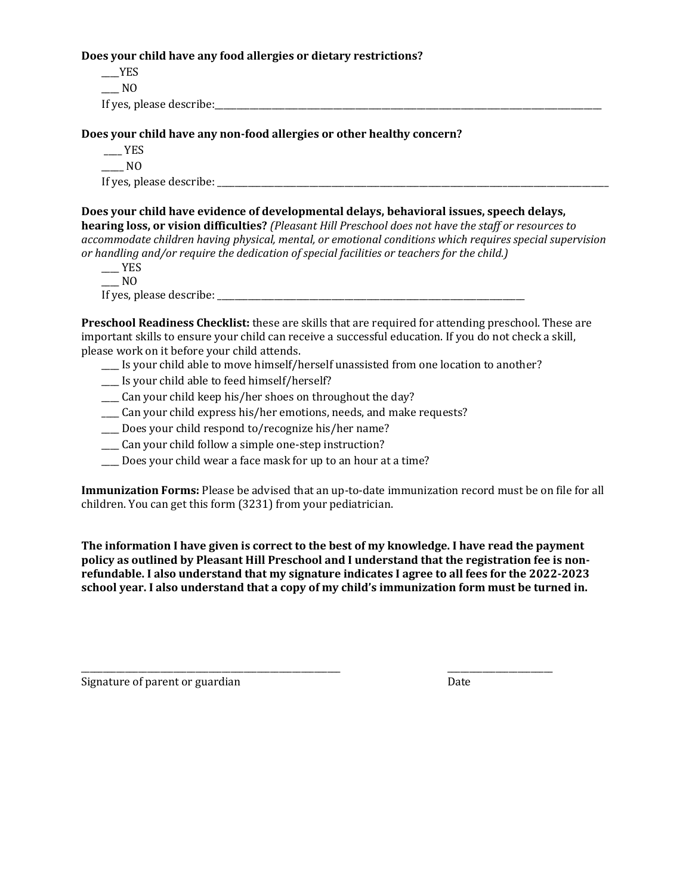**Does your child have any food allergies or dietary restrictions?**

____YES

____ NO

If yes, please describe:______________________________________________________________________________

**Does your child have any non-food allergies or other healthy concern?**

____ YES

_____ NO

If yes, please describe: ______________________________________________________________________________

**Does your child have evidence of developmental delays, behavioral issues, speech delays, hearing loss, or vision difficulties?** *(Pleasant Hill Preschool does not have the staff or resources to accommodate children having physical, mental, or emotional conditions which requires special supervision or handling and/or require the dedication of special facilities or teachers for the child.)*

____ YES

____ NO

If yes, please describe: ______________________________________________________________

**Preschool Readiness Checklist:** these are skills that are required for attending preschool. These are important skills to ensure your child can receive a successful education. If you do not check a skill, please work on it before your child attends.

- ____ Is your child able to move himself/herself unassisted from one location to another?
- ____ Is your child able to feed himself/herself?
- ____ Can your child keep his/her shoes on throughout the day?
- ____ Can your child express his/her emotions, needs, and make requests?
- ____ Does your child respond to/recognize his/her name?
- ____ Can your child follow a simple one-step instruction?
- ____ Does your child wear a face mask for up to an hour at a time?

**Immunization Forms:** Please be advised that an up-to-date immunization record must be on file for all children. You can get this form (3231) from your pediatrician.

**The information I have given is correct to the best of my knowledge. I have read the payment policy as outlined by Pleasant Hill Preschool and I understand that the registration fee is non-refundable. I also understand that my signature indicates I agree to all fees for the 2022-2023 school year. I also understand that a copy of my child's immunization form must be turned in.**

_______________________________________________ ____________________

Signature of parent or guardian Date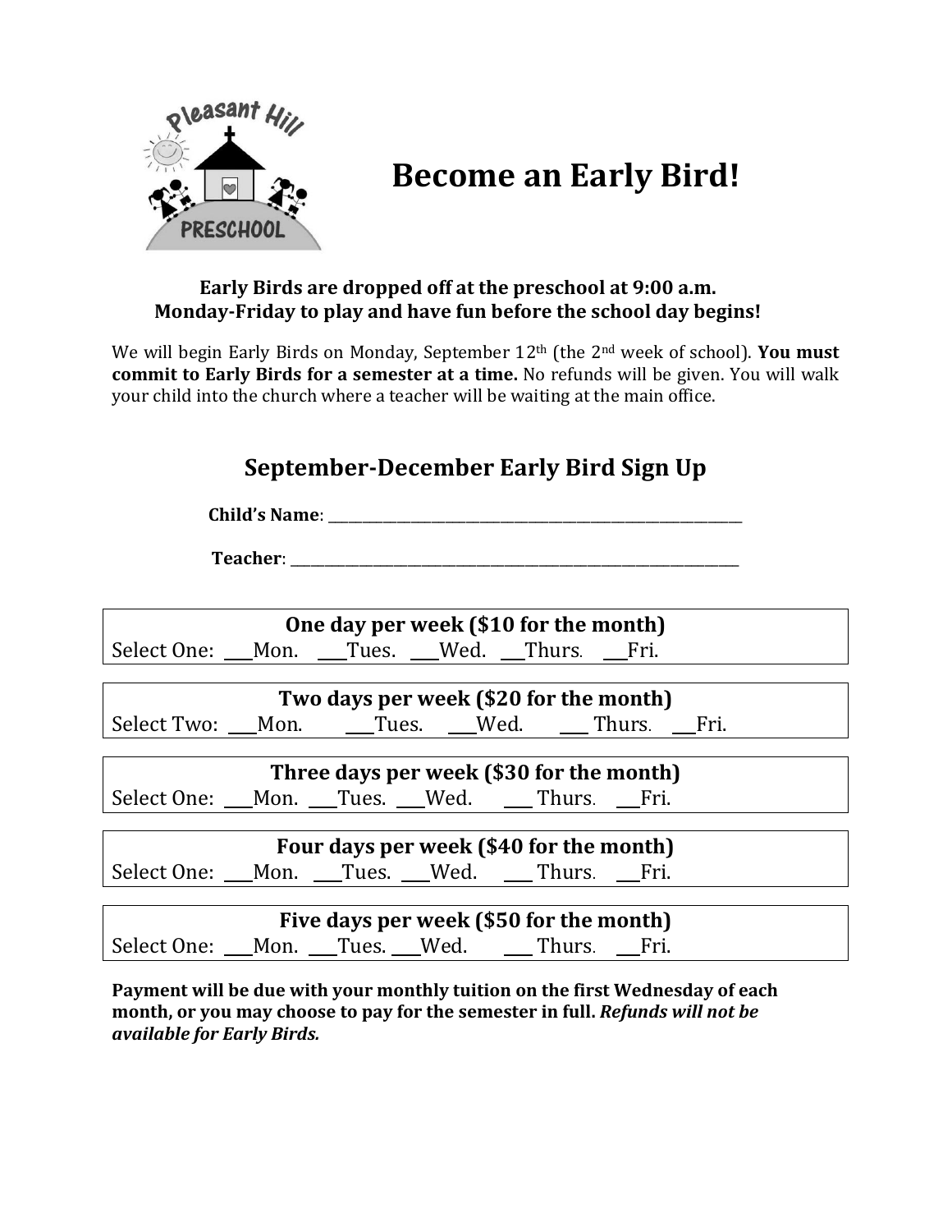# Become an Early Bird!

**Early Birds are dropped off at the preschool at 9:00 a.m. Monday-Friday to play and have fun before the school day begins!**

We will begin Early Birds on Monday, September 12th (the 2nd week of school). **You must commit to Early Birds for a semester at a time.** No refunds will be given. You will walk your child into the church where a teacher will be waiting at the main office.

## September-December Early Bird Sign Up

**Child's Name**: ____________________________________________

**Teacher**: ____________________________________________

**One day per week ($10 for the month)**
Select One: ___Mon. ___Tues. ___Wed. ___Thurs. ___Fri.

**Two days per week ($20 for the month)**
Select Two: ___Mon. ___Tues. ___Wed. ___ Thurs. ___Fri.

**Three days per week ($30 for the month)**
Select One: ___Mon. ___Tues. ___Wed. ___ Thurs. ___Fri.

**Four days per week ($40 for the month)**
Select One: ___Mon. ___Tues. ___Wed. ___ Thurs. ___Fri.

**Five days per week ($50 for the month)**
Select One: ___Mon. ___Tues. ___Wed. ___ Thurs. ___Fri.

**Payment will be due with your monthly tuition on the first Wednesday of each month, or you may choose to pay for the semester in full. *Refunds will not be available for Early Birds.***